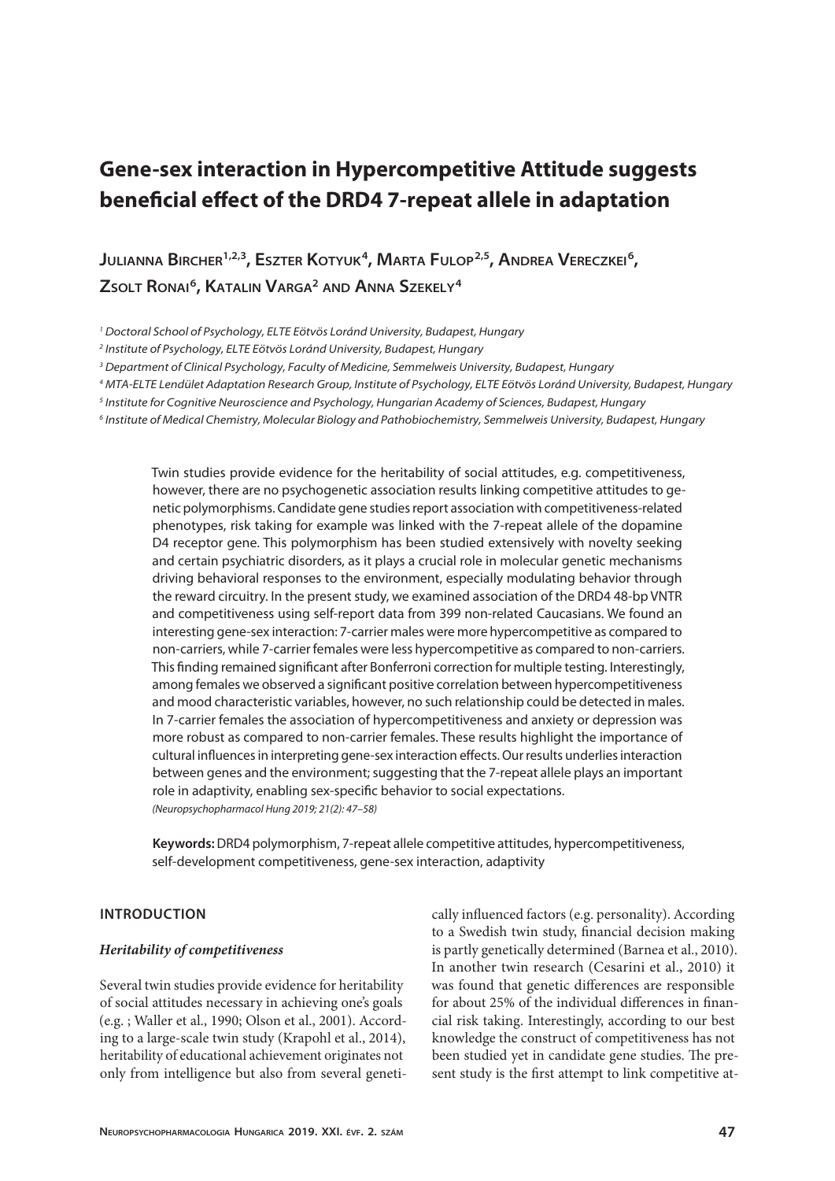# Gene-sex interaction in Hypercompetitive Attitude suggests beneficial effect of the DRD4 7-repeat allele in adaptation

**Julianna Bircher[1,2,3], Eszter Kotyuk[4], Marta Fulop[2,5], Andrea Vereczkei[6], Zsolt Ronai[6], Katalin Varga[2] and Anna Szekely[4]**

*[1] Doctoral School of Psychology, ELTE Eötvös Loránd University, Budapest, Hungary*

*[2] Institute of Psychology, ELTE Eötvös Loránd University, Budapest, Hungary*

*[3] Department of Clinical Psychology, Faculty of Medicine, Semmelweis University, Budapest, Hungary*

*[4] MTA-ELTE Lendület Adaptation Research Group, Institute of Psychology, ELTE Eötvös Loránd University, Budapest, Hungary*

*[5] Institute for Cognitive Neuroscience and Psychology, Hungarian Academy of Sciences, Budapest, Hungary*

*[6] Institute of Medical Chemistry, Molecular Biology and Pathobiochemistry, Semmelweis University, Budapest, Hungary*

Twin studies provide evidence for the heritability of social attitudes, e.g. competitiveness, however, there are no psychogenetic association results linking competitive attitudes to genetic polymorphisms. Candidate gene studies report association with competitiveness-related phenotypes, risk taking for example was linked with the 7-repeat allele of the dopamine D4 receptor gene. This polymorphism has been studied extensively with novelty seeking and certain psychiatric disorders, as it plays a crucial role in molecular genetic mechanisms driving behavioral responses to the environment, especially modulating behavior through the reward circuitry. In the present study, we examined association of the DRD4 48-bp VNTR and competitiveness using self-report data from 399 non-related Caucasians. We found an interesting gene-sex interaction: 7-carrier males were more hypercompetitive as compared to non-carriers, while 7-carrier females were less hypercompetitive as compared to non-carriers. This finding remained significant after Bonferroni correction for multiple testing. Interestingly, among females we observed a significant positive correlation between hypercompetitiveness and mood characteristic variables, however, no such relationship could be detected in males. In 7-carrier females the association of hypercompetitiveness and anxiety or depression was more robust as compared to non-carrier females. These results highlight the importance of cultural influences in interpreting gene-sex interaction effects. Our results underlies interaction between genes and the environment; suggesting that the 7-repeat allele plays an important role in adaptivity, enabling sex-specific behavior to social expectations.

*(Neuropsychopharmacol Hung 2019; 21(2): 47–58)*

**Keywords:** DRD4 polymorphism, 7-repeat allele competitive attitudes, hypercompetitiveness, self-development competitiveness, gene-sex interaction, adaptivity

## INTRODUCTION

### *Heritability of competitiveness*

Several twin studies provide evidence for heritability of social attitudes necessary in achieving one's goals (e.g. ; Waller et al., 1990; Olson et al., 2001). According to a large-scale twin study (Krapohl et al., 2014), heritability of educational achievement originates not only from intelligence but also from several genetically influenced factors (e.g. personality). According to a Swedish twin study, financial decision making is partly genetically determined (Barnea et al., 2010). In another twin research (Cesarini et al., 2010) it was found that genetic differences are responsible for about 25% of the individual differences in financial risk taking. Interestingly, according to our best knowledge the construct of competitiveness has not been studied yet in candidate gene studies. The present study is the first attempt to link competitive at-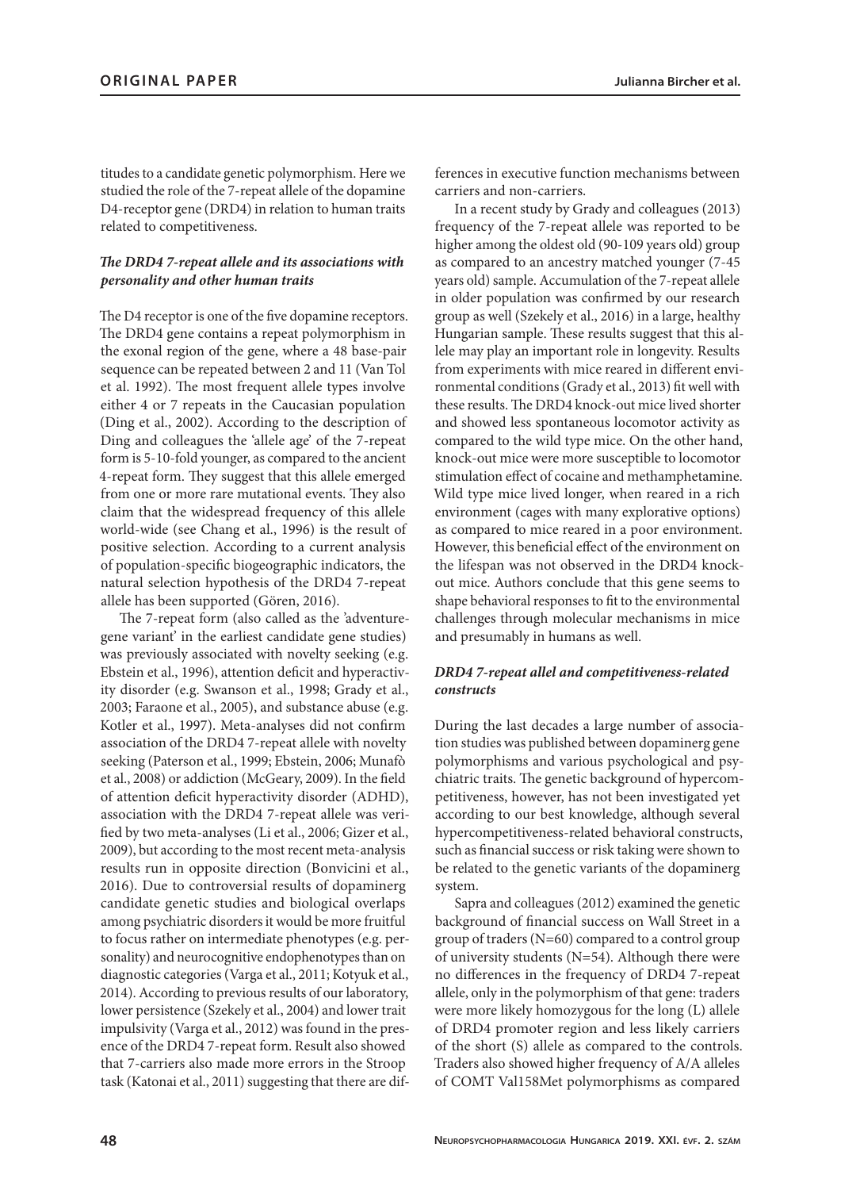titudes to a candidate genetic polymorphism. Here we studied the role of the 7-repeat allele of the dopamine D4-receptor gene (DRD4) in relation to human traits related to competitiveness.

### *The DRD4 7-repeat allele and its associations with personality and other human traits*

The D4 receptor is one of the five dopamine receptors. The DRD4 gene contains a repeat polymorphism in the exonal region of the gene, where a 48 base-pair sequence can be repeated between 2 and 11 (Van Tol et al. 1992). The most frequent allele types involve either 4 or 7 repeats in the Caucasian population (Ding et al., 2002). According to the description of Ding and colleagues the 'allele age' of the 7-repeat form is 5-10-fold younger, as compared to the ancient 4-repeat form. They suggest that this allele emerged from one or more rare mutational events. They also claim that the widespread frequency of this allele world-wide (see Chang et al., 1996) is the result of positive selection. According to a current analysis of population-specific biogeographic indicators, the natural selection hypothesis of the DRD4 7-repeat allele has been supported (Gören, 2016).

The 7-repeat form (also called as the 'adventure-gene variant' in the earliest candidate gene studies) was previously associated with novelty seeking (e.g. Ebstein et al., 1996), attention deficit and hyperactivity disorder (e.g. Swanson et al., 1998; Grady et al., 2003; Faraone et al., 2005), and substance abuse (e.g. Kotler et al., 1997). Meta-analyses did not confirm association of the DRD4 7-repeat allele with novelty seeking (Paterson et al., 1999; Ebstein, 2006; Munafò et al., 2008) or addiction (McGeary, 2009). In the field of attention deficit hyperactivity disorder (ADHD), association with the DRD4 7-repeat allele was verified by two meta-analyses (Li et al., 2006; Gizer et al., 2009), but according to the most recent meta-analysis results run in opposite direction (Bonvicini et al., 2016). Due to controversial results of dopaminerg candidate genetic studies and biological overlaps among psychiatric disorders it would be more fruitful to focus rather on intermediate phenotypes (e.g. personality) and neurocognitive endophenotypes than on diagnostic categories (Varga et al., 2011; Kotyuk et al., 2014). According to previous results of our laboratory, lower persistence (Szekely et al., 2004) and lower trait impulsivity (Varga et al., 2012) was found in the presence of the DRD4 7-repeat form. Result also showed that 7-carriers also made more errors in the Stroop task (Katonai et al., 2011) suggesting that there are differences in executive function mechanisms between carriers and non-carriers.

In a recent study by Grady and colleagues (2013) frequency of the 7-repeat allele was reported to be higher among the oldest old (90-109 years old) group as compared to an ancestry matched younger (7-45 years old) sample. Accumulation of the 7-repeat allele in older population was confirmed by our research group as well (Szekely et al., 2016) in a large, healthy Hungarian sample. These results suggest that this allele may play an important role in longevity. Results from experiments with mice reared in different environmental conditions (Grady et al., 2013) fit well with these results. The DRD4 knock-out mice lived shorter and showed less spontaneous locomotor activity as compared to the wild type mice. On the other hand, knock-out mice were more susceptible to locomotor stimulation effect of cocaine and methamphetamine. Wild type mice lived longer, when reared in a rich environment (cages with many explorative options) as compared to mice reared in a poor environment. However, this beneficial effect of the environment on the lifespan was not observed in the DRD4 knock-out mice. Authors conclude that this gene seems to shape behavioral responses to fit to the environmental challenges through molecular mechanisms in mice and presumably in humans as well.

### *DRD4 7-repeat allel and competitiveness-related constructs*

During the last decades a large number of association studies was published between dopaminerg gene polymorphisms and various psychological and psychiatric traits. The genetic background of hypercompetitiveness, however, has not been investigated yet according to our best knowledge, although several hypercompetitiveness-related behavioral constructs, such as financial success or risk taking were shown to be related to the genetic variants of the dopaminerg system.

Sapra and colleagues (2012) examined the genetic background of financial success on Wall Street in a group of traders (N=60) compared to a control group of university students (N=54). Although there were no differences in the frequency of DRD4 7-repeat allele, only in the polymorphism of that gene: traders were more likely homozygous for the long (L) allele of DRD4 promoter region and less likely carriers of the short (S) allele as compared to the controls. Traders also showed higher frequency of A/A alleles of COMT Val158Met polymorphisms as compared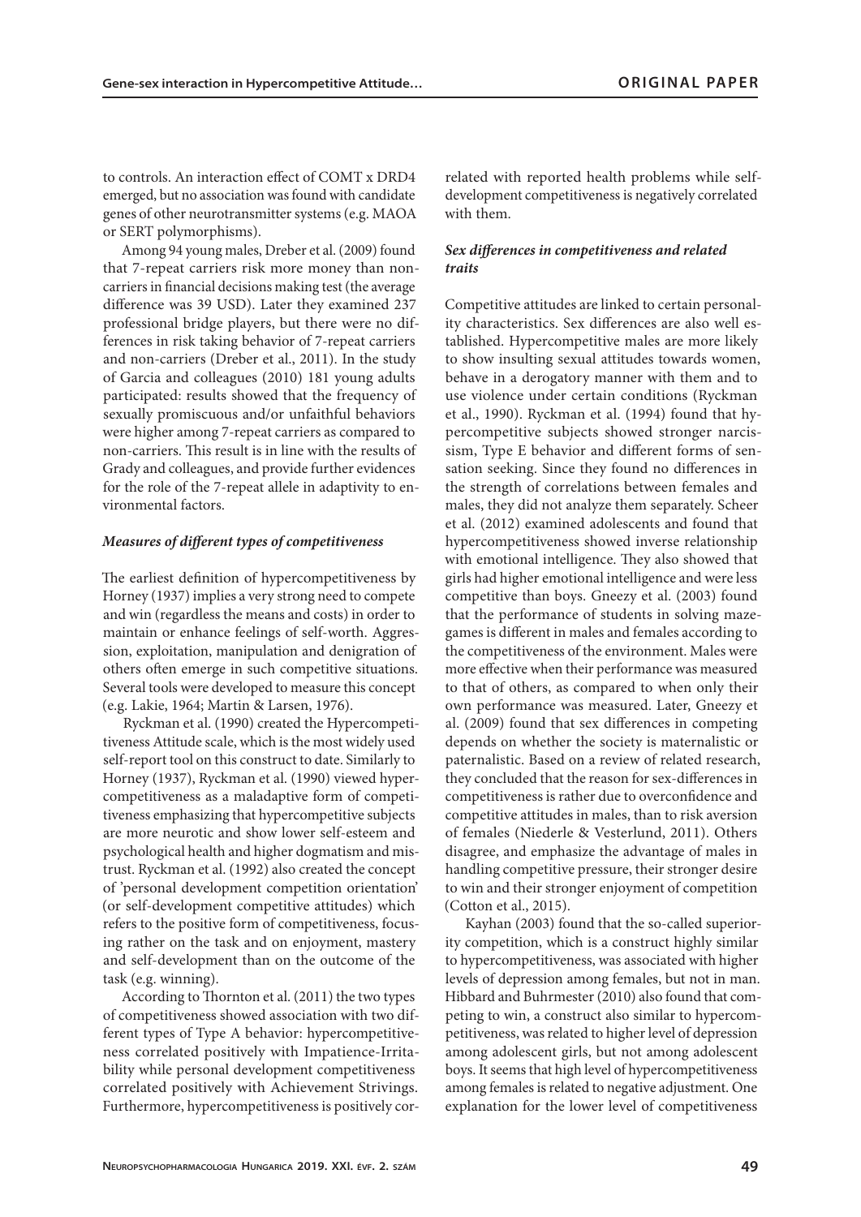to controls. An interaction effect of COMT x DRD4 emerged, but no association was found with candidate genes of other neurotransmitter systems (e.g. MAOA or SERT polymorphisms).

Among 94 young males, Dreber et al. (2009) found that 7-repeat carriers risk more money than non-carriers in financial decisions making test (the average difference was 39 USD). Later they examined 237 professional bridge players, but there were no differences in risk taking behavior of 7-repeat carriers and non-carriers (Dreber et al., 2011). In the study of Garcia and colleagues (2010) 181 young adults participated: results showed that the frequency of sexually promiscuous and/or unfaithful behaviors were higher among 7-repeat carriers as compared to non-carriers. This result is in line with the results of Grady and colleagues, and provide further evidences for the role of the 7-repeat allele in adaptivity to environmental factors.

### *Measures of different types of competitiveness*

The earliest definition of hypercompetitiveness by Horney (1937) implies a very strong need to compete and win (regardless the means and costs) in order to maintain or enhance feelings of self-worth. Aggression, exploitation, manipulation and denigration of others often emerge in such competitive situations. Several tools were developed to measure this concept (e.g. Lakie, 1964; Martin & Larsen, 1976).

Ryckman et al. (1990) created the Hypercompetitiveness Attitude scale, which is the most widely used self-report tool on this construct to date. Similarly to Horney (1937), Ryckman et al. (1990) viewed hypercompetitiveness as a maladaptive form of competitiveness emphasizing that hypercompetitive subjects are more neurotic and show lower self-esteem and psychological health and higher dogmatism and mistrust. Ryckman et al. (1992) also created the concept of 'personal development competition orientation' (or self-development competitive attitudes) which refers to the positive form of competitiveness, focusing rather on the task and on enjoyment, mastery and self-development than on the outcome of the task (e.g. winning).

According to Thornton et al. (2011) the two types of competitiveness showed association with two different types of Type A behavior: hypercompetitiveness correlated positively with Impatience-Irritability while personal development competitiveness correlated positively with Achievement Strivings. Furthermore, hypercompetitiveness is positively correlated with reported health problems while self-development competitiveness is negatively correlated with them.

### *Sex differences in competitiveness and related traits*

Competitive attitudes are linked to certain personality characteristics. Sex differences are also well established. Hypercompetitive males are more likely to show insulting sexual attitudes towards women, behave in a derogatory manner with them and to use violence under certain conditions (Ryckman et al., 1990). Ryckman et al. (1994) found that hypercompetitive subjects showed stronger narcissism, Type E behavior and different forms of sensation seeking. Since they found no differences in the strength of correlations between females and males, they did not analyze them separately. Scheer et al. (2012) examined adolescents and found that hypercompetitiveness showed inverse relationship with emotional intelligence. They also showed that girls had higher emotional intelligence and were less competitive than boys. Gneezy et al. (2003) found that the performance of students in solving maze-games is different in males and females according to the competitiveness of the environment. Males were more effective when their performance was measured to that of others, as compared to when only their own performance was measured. Later, Gneezy et al. (2009) found that sex differences in competing depends on whether the society is maternalistic or paternalistic. Based on a review of related research, they concluded that the reason for sex-differences in competitiveness is rather due to overconfidence and competitive attitudes in males, than to risk aversion of females (Niederle & Vesterlund, 2011). Others disagree, and emphasize the advantage of males in handling competitive pressure, their stronger desire to win and their stronger enjoyment of competition (Cotton et al., 2015).

Kayhan (2003) found that the so-called superiority competition, which is a construct highly similar to hypercompetitiveness, was associated with higher levels of depression among females, but not in man. Hibbard and Buhrmester (2010) also found that competing to win, a construct also similar to hypercompetitiveness, was related to higher level of depression among adolescent girls, but not among adolescent boys. It seems that high level of hypercompetitiveness among females is related to negative adjustment. One explanation for the lower level of competitiveness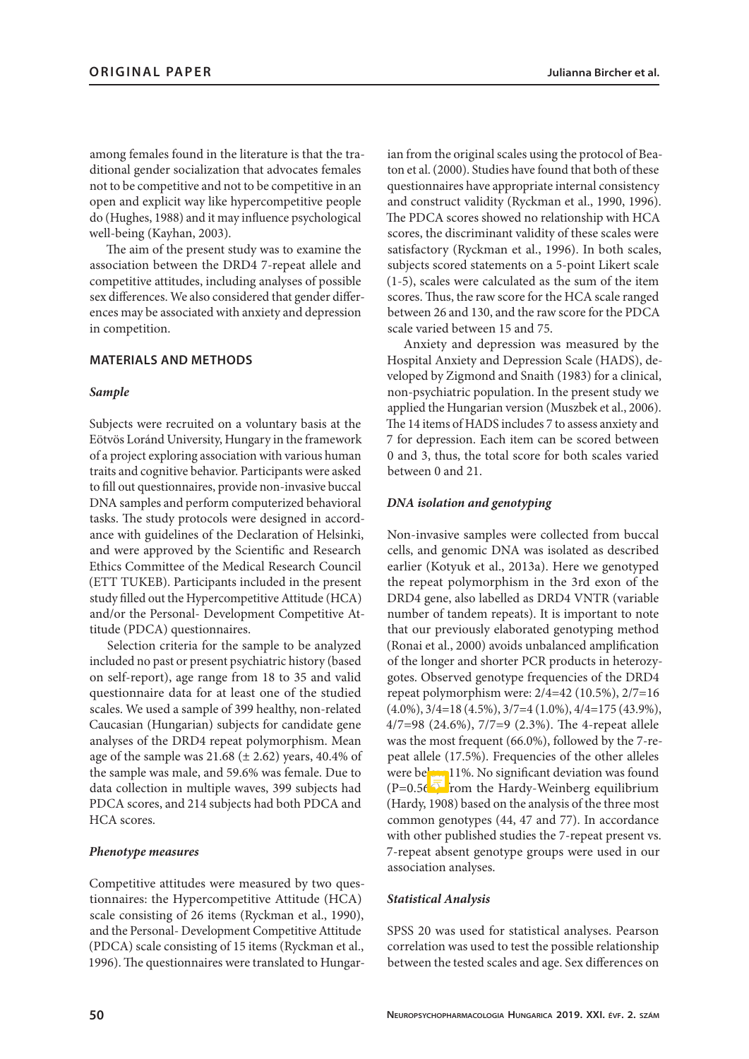among females found in the literature is that the traditional gender socialization that advocates females not to be competitive and not to be competitive in an open and explicit way like hypercompetitive people do (Hughes, 1988) and it may influence psychological well-being (Kayhan, 2003).

The aim of the present study was to examine the association between the DRD4 7-repeat allele and competitive attitudes, including analyses of possible sex differences. We also considered that gender differences may be associated with anxiety and depression in competition.

## MATERIALS AND METHODS

### *Sample*

Subjects were recruited on a voluntary basis at the Eötvös Loránd University, Hungary in the framework of a project exploring association with various human traits and cognitive behavior. Participants were asked to fill out questionnaires, provide non-invasive buccal DNA samples and perform computerized behavioral tasks. The study protocols were designed in accordance with guidelines of the Declaration of Helsinki, and were approved by the Scientific and Research Ethics Committee of the Medical Research Council (ETT TUKEB). Participants included in the present study filled out the Hypercompetitive Attitude (HCA) and/or the Personal- Development Competitive Attitude (PDCA) questionnaires.

Selection criteria for the sample to be analyzed included no past or present psychiatric history (based on self-report), age range from 18 to 35 and valid questionnaire data for at least one of the studied scales. We used a sample of 399 healthy, non-related Caucasian (Hungarian) subjects for candidate gene analyses of the DRD4 repeat polymorphism. Mean age of the sample was 21.68 (± 2.62) years, 40.4% of the sample was male, and 59.6% was female. Due to data collection in multiple waves, 399 subjects had PDCA scores, and 214 subjects had both PDCA and HCA scores.

### *Phenotype measures*

Competitive attitudes were measured by two questionnaires: the Hypercompetitive Attitude (HCA) scale consisting of 26 items (Ryckman et al., 1990), and the Personal- Development Competitive Attitude (PDCA) scale consisting of 15 items (Ryckman et al., 1996). The questionnaires were translated to Hungarian from the original scales using the protocol of Beaton et al. (2000). Studies have found that both of these questionnaires have appropriate internal consistency and construct validity (Ryckman et al., 1990, 1996). The PDCA scores showed no relationship with HCA scores, the discriminant validity of these scales were satisfactory (Ryckman et al., 1996). In both scales, subjects scored statements on a 5-point Likert scale (1-5), scales were calculated as the sum of the item scores. Thus, the raw score for the HCA scale ranged between 26 and 130, and the raw score for the PDCA scale varied between 15 and 75.

Anxiety and depression was measured by the Hospital Anxiety and Depression Scale (HADS), developed by Zigmond and Snaith (1983) for a clinical, non-psychiatric population. In the present study we applied the Hungarian version (Muszbek et al., 2006). The 14 items of HADS includes 7 to assess anxiety and 7 for depression. Each item can be scored between 0 and 3, thus, the total score for both scales varied between 0 and 21.

### *DNA isolation and genotyping*

Non-invasive samples were collected from buccal cells, and genomic DNA was isolated as described earlier (Kotyuk et al., 2013a). Here we genotyped the repeat polymorphism in the 3rd exon of the DRD4 gene, also labelled as DRD4 VNTR (variable number of tandem repeats). It is important to note that our previously elaborated genotyping method (Ronai et al., 2000) avoids unbalanced amplification of the longer and shorter PCR products in heterozygotes. Observed genotype frequencies of the DRD4 repeat polymorphism were: 2/4=42 (10.5%), 2/7=16 (4.0%), 3/4=18 (4.5%), 3/7=4 (1.0%), 4/4=175 (43.9%), 4/7=98 (24.6%), 7/7=9 (2.3%). The 4-repeat allele was the most frequent (66.0%), followed by the 7-repeat allele (17.5%). Frequencies of the other alleles were below 11%. No significant deviation was found (P=0.56) from the Hardy-Weinberg equilibrium (Hardy, 1908) based on the analysis of the three most common genotypes (44, 47 and 77). In accordance with other published studies the 7-repeat present vs. 7-repeat absent genotype groups were used in our association analyses.

### *Statistical Analysis*

SPSS 20 was used for statistical analyses. Pearson correlation was used to test the possible relationship between the tested scales and age. Sex differences on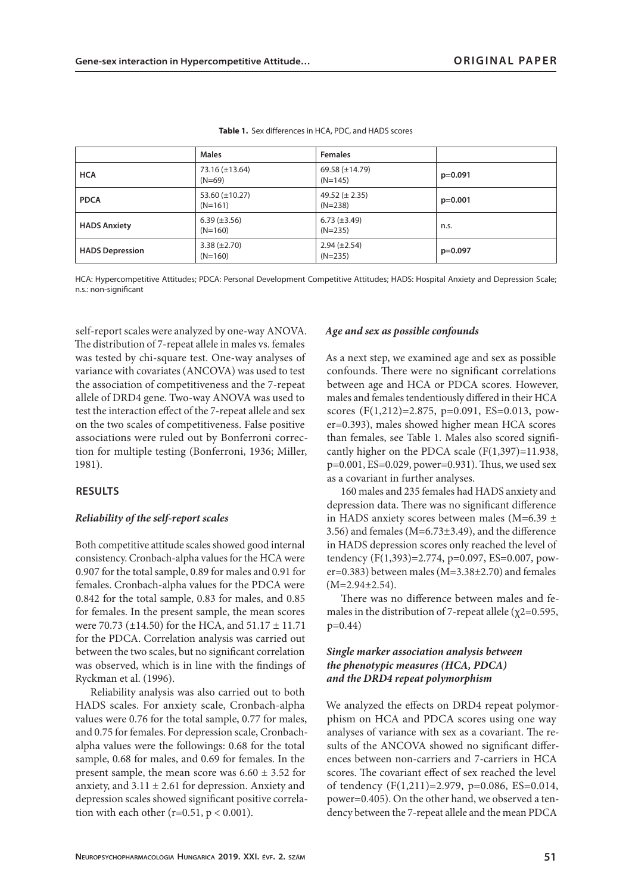**Table 1.** Sex differences in HCA, PDC, and HADS scores

| | Males | Females | |
|---|---|---|---|
| **HCA** | 73.16 (±13.64) (N=69) | 69.58 (±14.79) (N=145) | p=0.091 |
| **PDCA** | 53.60 (±10.27) (N=161) | 49.52 (± 2.35) (N=238) | p=0.001 |
| **HADS Anxiety** | 6.39 (±3.56) (N=160) | 6.73 (±3.49) (N=235) | n.s. |
| **HADS Depression** | 3.38 (±2.70) (N=160) | 2.94 (±2.54) (N=235) | p=0.097 |

HCA: Hypercompetitive Attitudes; PDCA: Personal Development Competitive Attitudes; HADS: Hospital Anxiety and Depression Scale; n.s.: non-significant

self-report scales were analyzed by one-way ANOVA. The distribution of 7-repeat allele in males vs. females was tested by chi-square test. One-way analyses of variance with covariates (ANCOVA) was used to test the association of competitiveness and the 7-repeat allele of DRD4 gene. Two-way ANOVA was used to test the interaction effect of the 7-repeat allele and sex on the two scales of competitiveness. False positive associations were ruled out by Bonferroni correction for multiple testing (Bonferroni, 1936; Miller, 1981).

## RESULTS

### *Reliability of the self-report scales*

Both competitive attitude scales showed good internal consistency. Cronbach-alpha values for the HCA were 0.907 for the total sample, 0.89 for males and 0.91 for females. Cronbach-alpha values for the PDCA were 0.842 for the total sample, 0.83 for males, and 0.85 for females. In the present sample, the mean scores were 70.73 (±14.50) for the HCA, and 51.17 ± 11.71 for the PDCA. Correlation analysis was carried out between the two scales, but no significant correlation was observed, which is in line with the findings of Ryckman et al. (1996).

Reliability analysis was also carried out to both HADS scales. For anxiety scale, Cronbach-alpha values were 0.76 for the total sample, 0.77 for males, and 0.75 for females. For depression scale, Cronbach-alpha values were the followings: 0.68 for the total sample, 0.68 for males, and 0.69 for females. In the present sample, the mean score was 6.60 ± 3.52 for anxiety, and 3.11 ± 2.61 for depression. Anxiety and depression scales showed significant positive correlation with each other ($r=0.51$, $p < 0.001$).

### *Age and sex as possible confounds*

As a next step, we examined age and sex as possible confounds. There were no significant correlations between age and HCA or PDCA scores. However, males and females tendentiously differed in their HCA scores ($F(1,212)=2.875$, $p=0.091$, ES=0.013, power=0.393), males showed higher mean HCA scores than females, see Table 1. Males also scored significantly higher on the PDCA scale ($F(1,397)=11.938$, $p=0.001$, ES=0.029, power=0.931). Thus, we used sex as a covariant in further analyses.

160 males and 235 females had HADS anxiety and depression data. There was no significant difference in HADS anxiety scores between males (M=6.39 ± 3.56) and females (M=6.73±3.49), and the difference in HADS depression scores only reached the level of tendency ($F(1,393)=2.774$, $p=0.097$, ES=0.007, power=0.383) between males (M=3.38±2.70) and females (M=2.94±2.54).

There was no difference between males and females in the distribution of 7-repeat allele ($\chi^2=0.595$, $p=0.44$)

### *Single marker association analysis between the phenotypic measures (HCA, PDCA) and the DRD4 repeat polymorphism*

We analyzed the effects on DRD4 repeat polymorphism on HCA and PDCA scores using one way analyses of variance with sex as a covariant. The results of the ANCOVA showed no significant differences between non-carriers and 7-carriers in HCA scores. The covariant effect of sex reached the level of tendency ($F(1,211)=2.979$, $p=0.086$, ES=0.014, power=0.405). On the other hand, we observed a tendency between the 7-repeat allele and the mean PDCA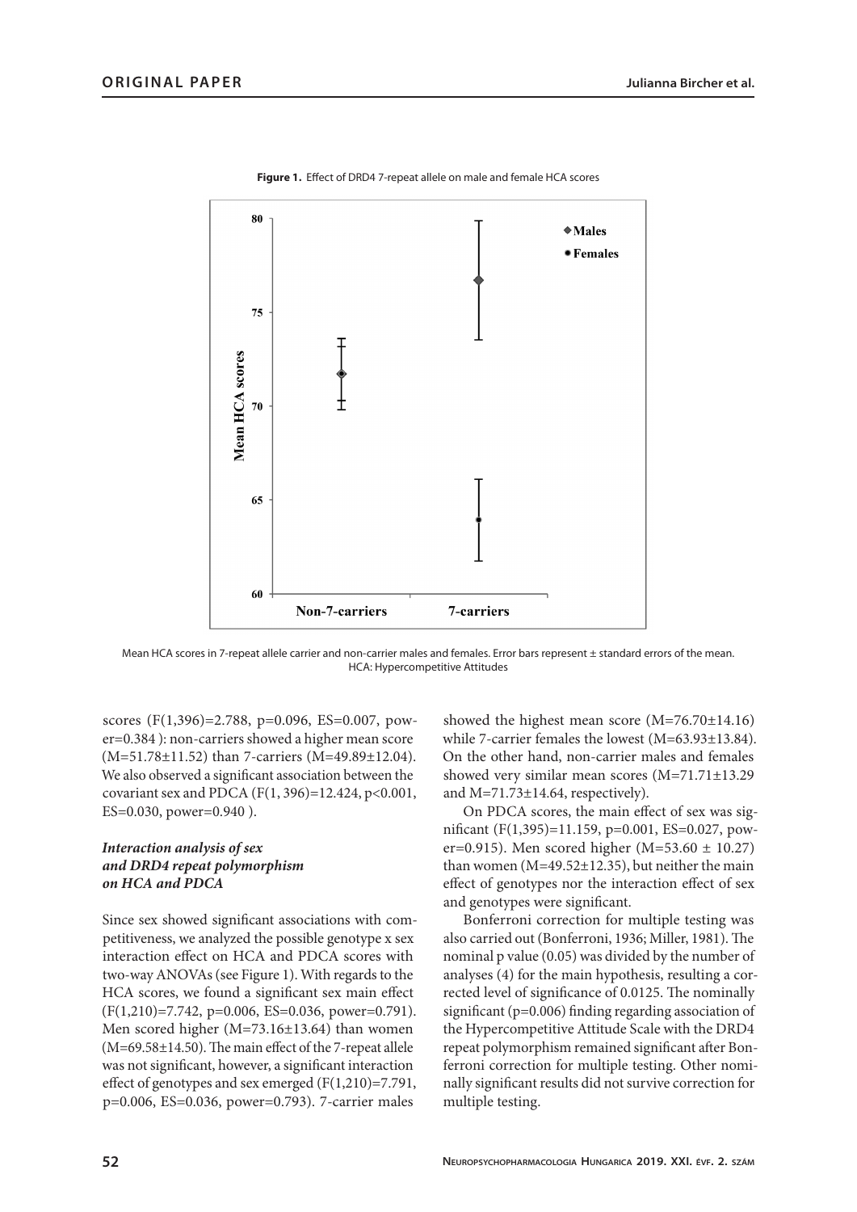**Figure 1.** Effect of DRD4 7-repeat allele on male and female HCA scores

Mean HCA scores in 7-repeat allele carrier and non-carrier males and females. Error bars represent ± standard errors of the mean. HCA: Hypercompetitive Attitudes

scores ($F(1,396)=2.788$, $p=0.096$, ES=0.007, power=0.384 ): non-carriers showed a higher mean score (M=51.78±11.52) than 7-carriers (M=49.89±12.04). We also observed a significant association between the covariant sex and PDCA ($F(1, 396)=12.424$, $p<0.001$, ES=0.030, power=0.940 ).

### *Interaction analysis of sex and DRD4 repeat polymorphism on HCA and PDCA*

Since sex showed significant associations with competitiveness, we analyzed the possible genotype x sex interaction effect on HCA and PDCA scores with two-way ANOVAs (see Figure 1). With regards to the HCA scores, we found a significant sex main effect ($F(1,210)=7.742$, $p=0.006$, ES=0.036, power=0.791). Men scored higher (M=73.16±13.64) than women (M=69.58±14.50). The main effect of the 7-repeat allele was not significant, however, a significant interaction effect of genotypes and sex emerged ($F(1,210)=7.791$, $p=0.006$, ES=0.036, power=0.793). 7-carrier males showed the highest mean score (M=76.70±14.16) while 7-carrier females the lowest (M=63.93±13.84). On the other hand, non-carrier males and females showed very similar mean scores (M=71.71±13.29 and M=71.73±14.64, respectively).

On PDCA scores, the main effect of sex was significant ($F(1,395)=11.159$, $p=0.001$, ES=0.027, power=0.915). Men scored higher (M=53.60 ± 10.27) than women (M=49.52±12.35), but neither the main effect of genotypes nor the interaction effect of sex and genotypes were significant.

Bonferroni correction for multiple testing was also carried out (Bonferroni, 1936; Miller, 1981). The nominal p value (0.05) was divided by the number of analyses (4) for the main hypothesis, resulting a corrected level of significance of 0.0125. The nominally significant ($p=0.006$) finding regarding association of the Hypercompetitive Attitude Scale with the DRD4 repeat polymorphism remained significant after Bonferroni correction for multiple testing. Other nominally significant results did not survive correction for multiple testing.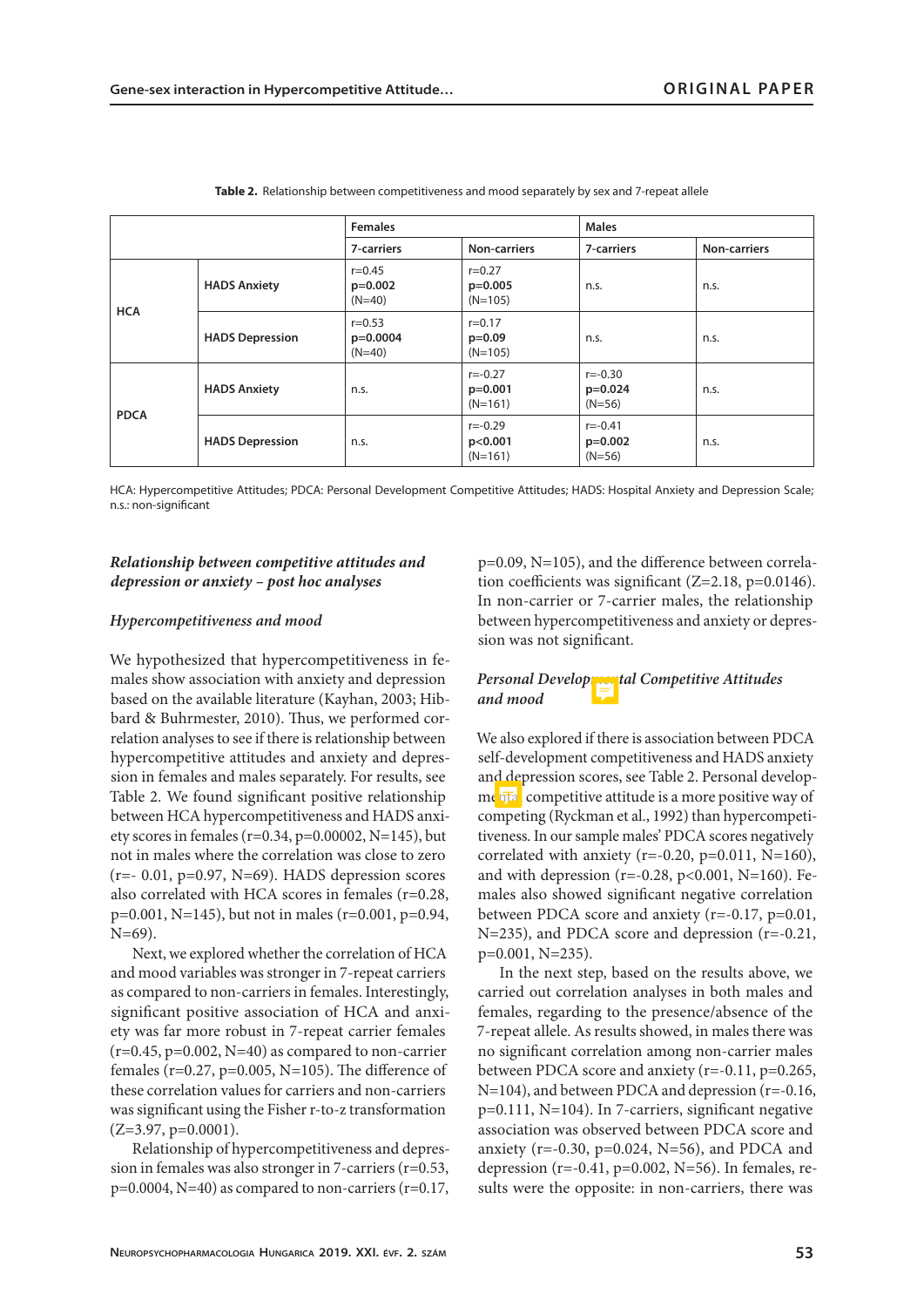**Table 2.** Relationship between competitiveness and mood separately by sex and 7-repeat allele

| | | Females | | Males | |
|---|---|---|---|---|---|
| | | 7-carriers | Non-carriers | 7-carriers | Non-carriers |
| HCA | HADS Anxiety | r=0.45 **p=0.002** (N=40) | r=0.27 **p=0.005** (N=105) | n.s. | n.s. |
| | HADS Depression | r=0.53 **p=0.0004** (N=40) | r=0.17 **p=0.09** (N=105) | n.s. | n.s. |
| PDCA | HADS Anxiety | n.s. | r=-0.27 **p=0.001** (N=161) | r=-0.30 **p=0.024** (N=56) | n.s. |
| | HADS Depression | n.s. | r=-0.29 **p<0.001** (N=161) | r=-0.41 **p=0.002** (N=56) | n.s. |

HCA: Hypercompetitive Attitudes; PDCA: Personal Development Competitive Attitudes; HADS: Hospital Anxiety and Depression Scale; n.s.: non-significant

### *Relationship between competitive attitudes and depression or anxiety – post hoc analyses*

#### *Hypercompetitiveness and mood*

We hypothesized that hypercompetitiveness in females show association with anxiety and depression based on the available literature (Kayhan, 2003; Hibbard & Buhrmester, 2010). Thus, we performed correlation analyses to see if there is relationship between hypercompetitive attitudes and anxiety and depression in females and males separately. For results, see Table 2. We found significant positive relationship between HCA hypercompetitiveness and HADS anxiety scores in females (r=0.34, p=0.00002, N=145), but not in males where the correlation was close to zero (r=- 0.01, p=0.97, N=69). HADS depression scores also correlated with HCA scores in females (r=0.28, p=0.001, N=145), but not in males (r=0.001, p=0.94, N=69).

Next, we explored whether the correlation of HCA and mood variables was stronger in 7-repeat carriers as compared to non-carriers in females. Interestingly, significant positive association of HCA and anxiety was far more robust in 7-repeat carrier females (r=0.45, p=0.002, N=40) as compared to non-carrier females (r=0.27, p=0.005, N=105). The difference of these correlation values for carriers and non-carriers was significant using the Fisher r-to-z transformation (Z=3.97, p=0.0001).

Relationship of hypercompetitiveness and depression in females was also stronger in 7-carriers (r=0.53, p=0.0004, N=40) as compared to non-carriers (r=0.17, p=0.09, N=105), and the difference between correlation coefficients was significant (Z=2.18, p=0.0146). In non-carrier or 7-carrier males, the relationship between hypercompetitiveness and anxiety or depression was not significant.

#### *Personal Developmental Competitive Attitudes and mood*

We also explored if there is association between PDCA self-development competitiveness and HADS anxiety and depression scores, see Table 2. Personal developmental competitive attitude is a more positive way of competing (Ryckman et al., 1992) than hypercompetitiveness. In our sample males' PDCA scores negatively correlated with anxiety (r=-0.20, p=0.011, N=160), and with depression (r=-0.28, p<0.001, N=160). Females also showed significant negative correlation between PDCA score and anxiety (r=-0.17, p=0.01, N=235), and PDCA score and depression (r=-0.21, p=0.001, N=235).

In the next step, based on the results above, we carried out correlation analyses in both males and females, regarding to the presence/absence of the 7-repeat allele. As results showed, in males there was no significant correlation among non-carrier males between PDCA score and anxiety (r=-0.11, p=0.265, N=104), and between PDCA and depression (r=-0.16, p=0.111, N=104). In 7-carriers, significant negative association was observed between PDCA score and anxiety (r=-0.30, p=0.024, N=56), and PDCA and depression (r=-0.41, p=0.002, N=56). In females, results were the opposite: in non-carriers, there was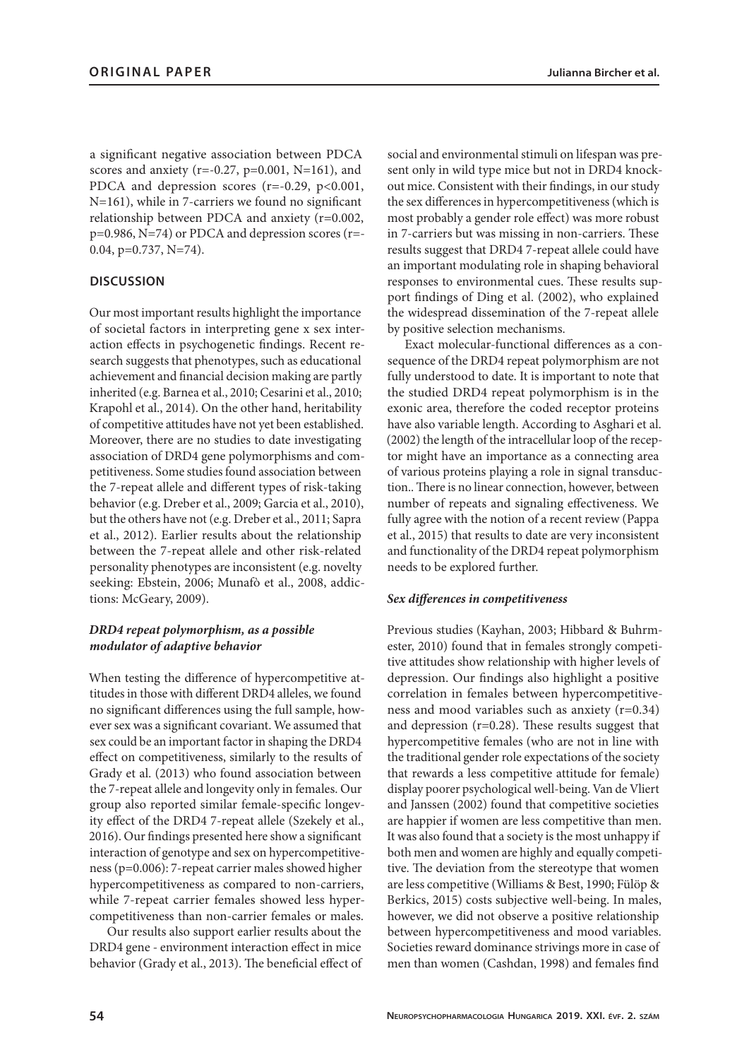a significant negative association between PDCA scores and anxiety ($r=-0.27$, $p=0.001$, $N=161$), and PDCA and depression scores ($r=-0.29$, $p<0.001$, $N=161$), while in 7-carriers we found no significant relationship between PDCA and anxiety ($r=0.002$, $p=0.986$, $N=74$) or PDCA and depression scores ($r=-0.04$, $p=0.737$, $N=74$).

## DISCUSSION

Our most important results highlight the importance of societal factors in interpreting gene x sex interaction effects in psychogenetic findings. Recent research suggests that phenotypes, such as educational achievement and financial decision making are partly inherited (e.g. Barnea et al., 2010; Cesarini et al., 2010; Krapohl et al., 2014). On the other hand, heritability of competitive attitudes have not yet been established. Moreover, there are no studies to date investigating association of DRD4 gene polymorphisms and competitiveness. Some studies found association between the 7-repeat allele and different types of risk-taking behavior (e.g. Dreber et al., 2009; Garcia et al., 2010), but the others have not (e.g. Dreber et al., 2011; Sapra et al., 2012). Earlier results about the relationship between the 7-repeat allele and other risk-related personality phenotypes are inconsistent (e.g. novelty seeking: Ebstein, 2006; Munafò et al., 2008, addictions: McGeary, 2009).

### *DRD4 repeat polymorphism, as a possible modulator of adaptive behavior*

When testing the difference of hypercompetitive attitudes in those with different DRD4 alleles, we found no significant differences using the full sample, however sex was a significant covariant. We assumed that sex could be an important factor in shaping the DRD4 effect on competitiveness, similarly to the results of Grady et al. (2013) who found association between the 7-repeat allele and longevity only in females. Our group also reported similar female-specific longevity effect of the DRD4 7-repeat allele (Szekely et al., 2016). Our findings presented here show a significant interaction of genotype and sex on hypercompetitiveness ($p=0.006$): 7-repeat carrier males showed higher hypercompetitiveness as compared to non-carriers, while 7-repeat carrier females showed less hypercompetitiveness than non-carrier females or males.

Our results also support earlier results about the DRD4 gene - environment interaction effect in mice behavior (Grady et al., 2013). The beneficial effect of social and environmental stimuli on lifespan was present only in wild type mice but not in DRD4 knockout mice. Consistent with their findings, in our study the sex differences in hypercompetitiveness (which is most probably a gender role effect) was more robust in 7-carriers but was missing in non-carriers. These results suggest that DRD4 7-repeat allele could have an important modulating role in shaping behavioral responses to environmental cues. These results support findings of Ding et al. (2002), who explained the widespread dissemination of the 7-repeat allele by positive selection mechanisms.

Exact molecular-functional differences as a consequence of the DRD4 repeat polymorphism are not fully understood to date. It is important to note that the studied DRD4 repeat polymorphism is in the exonic area, therefore the coded receptor proteins have also variable length. According to Asghari et al. (2002) the length of the intracellular loop of the receptor might have an importance as a connecting area of various proteins playing a role in signal transduction.. There is no linear connection, however, between number of repeats and signaling effectiveness. We fully agree with the notion of a recent review (Pappa et al., 2015) that results to date are very inconsistent and functionality of the DRD4 repeat polymorphism needs to be explored further.

### *Sex differences in competitiveness*

Previous studies (Kayhan, 2003; Hibbard & Buhrmester, 2010) found that in females strongly competitive attitudes show relationship with higher levels of depression. Our findings also highlight a positive correlation in females between hypercompetitiveness and mood variables such as anxiety ($r=0.34$) and depression ($r=0.28$). These results suggest that hypercompetitive females (who are not in line with the traditional gender role expectations of the society that rewards a less competitive attitude for female) display poorer psychological well-being. Van de Vliert and Janssen (2002) found that competitive societies are happier if women are less competitive than men. It was also found that a society is the most unhappy if both men and women are highly and equally competitive. The deviation from the stereotype that women are less competitive (Williams & Best, 1990; Fülöp & Berkics, 2015) costs subjective well-being. In males, however, we did not observe a positive relationship between hypercompetitiveness and mood variables. Societies reward dominance strivings more in case of men than women (Cashdan, 1998) and females find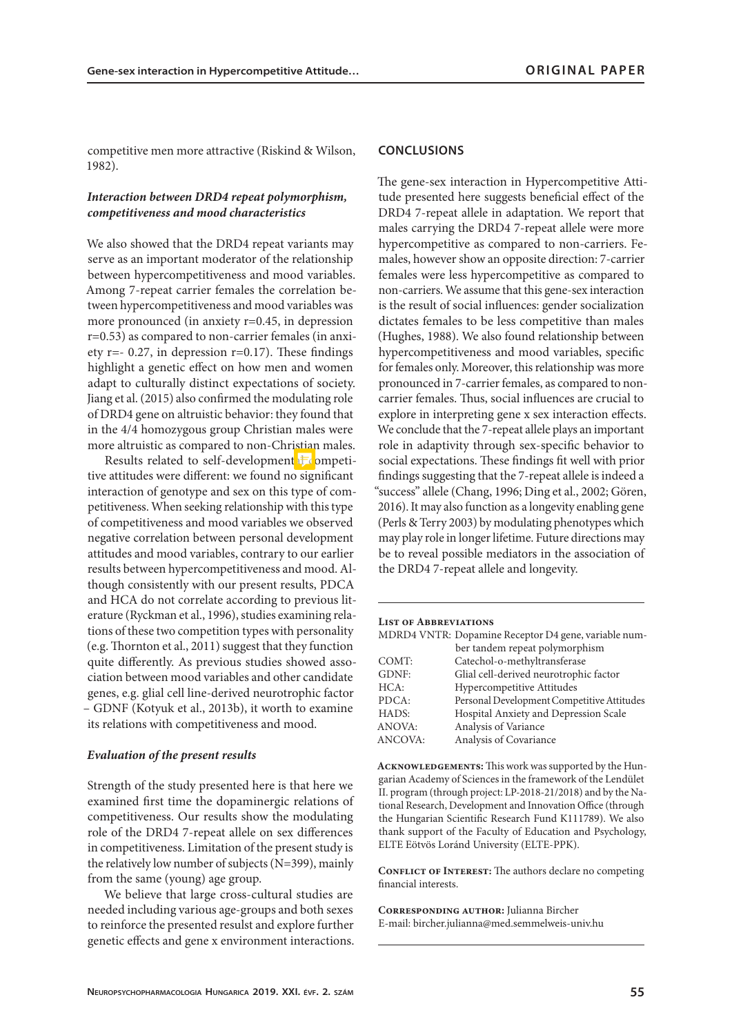competitive men more attractive (Riskind & Wilson, 1982).

### *Interaction between DRD4 repeat polymorphism, competitiveness and mood characteristics*

We also showed that the DRD4 repeat variants may serve as an important moderator of the relationship between hypercompetitiveness and mood variables. Among 7-repeat carrier females the correlation between hypercompetitiveness and mood variables was more pronounced (in anxiety r=0.45, in depression r=0.53) as compared to non-carrier females (in anxiety r=- 0.27, in depression r=0.17). These findings highlight a genetic effect on how men and women adapt to culturally distinct expectations of society. Jiang et al. (2015) also confirmed the modulating role of DRD4 gene on altruistic behavior: they found that in the 4/4 homozygous group Christian males were more altruistic as compared to non-Christian males.

Results related to self-development competitive attitudes were different: we found no significant interaction of genotype and sex on this type of competitiveness. When seeking relationship with this type of competitiveness and mood variables we observed negative correlation between personal development attitudes and mood variables, contrary to our earlier results between hypercompetitiveness and mood. Although consistently with our present results, PDCA and HCA do not correlate according to previous literature (Ryckman et al., 1996), studies examining relations of these two competition types with personality (e.g. Thornton et al., 2011) suggest that they function quite differently. As previous studies showed association between mood variables and other candidate genes, e.g. glial cell line-derived neurotrophic factor – GDNF (Kotyuk et al., 2013b), it worth to examine its relations with competitiveness and mood.

### *Evaluation of the present results*

Strength of the study presented here is that here we examined first time the dopaminergic relations of competitiveness. Our results show the modulating role of the DRD4 7-repeat allele on sex differences in competitiveness. Limitation of the present study is the relatively low number of subjects (N=399), mainly from the same (young) age group.

We believe that large cross-cultural studies are needed including various age-groups and both sexes to reinforce the presented resulst and explore further genetic effects and gene x environment interactions.

## CONCLUSIONS

The gene-sex interaction in Hypercompetitive Attitude presented here suggests beneficial effect of the DRD4 7-repeat allele in adaptation. We report that males carrying the DRD4 7-repeat allele were more hypercompetitive as compared to non-carriers. Females, however show an opposite direction: 7-carrier females were less hypercompetitive as compared to non-carriers. We assume that this gene-sex interaction is the result of social influences: gender socialization dictates females to be less competitive than males (Hughes, 1988). We also found relationship between hypercompetitiveness and mood variables, specific for females only. Moreover, this relationship was more pronounced in 7-carrier females, as compared to non-carrier females. Thus, social influences are crucial to explore in interpreting gene x sex interaction effects. We conclude that the 7-repeat allele plays an important role in adaptivity through sex-specific behavior to social expectations. These findings fit well with prior findings suggesting that the 7-repeat allele is indeed a "success" allele (Chang, 1996; Ding et al., 2002; Gören, 2016). It may also function as a longevity enabling gene (Perls & Terry 2003) by modulating phenotypes which may play role in longer lifetime. Future directions may be to reveal possible mediators in the association of the DRD4 7-repeat allele and longevity.

**List of Abbreviations**

| | |
|---|---|
| MDRD4 VNTR: | Dopamine Receptor D4 gene, variable number tandem repeat polymorphism |
| COMT: | Catechol-o-methyltransferase |
| GDNF: | Glial cell-derived neurotrophic factor |
| HCA: | Hypercompetitive Attitudes |
| PDCA: | Personal Development Competitive Attitudes |
| HADS: | Hospital Anxiety and Depression Scale |
| ANOVA: | Analysis of Variance |
| ANCOVA: | Analysis of Covariance |

**Acknowledgements:** This work was supported by the Hungarian Academy of Sciences in the framework of the Lendület II. program (through project: LP-2018-21/2018) and by the National Research, Development and Innovation Office (through the Hungarian Scientific Research Fund K111789). We also thank support of the Faculty of Education and Psychology, ELTE Eötvös Loránd University (ELTE-PPK).

**Conflict of Interest:** The authors declare no competing financial interests.

**Corresponding author:** Julianna Bircher
E-mail: bircher.julianna@med.semmelweis-univ.hu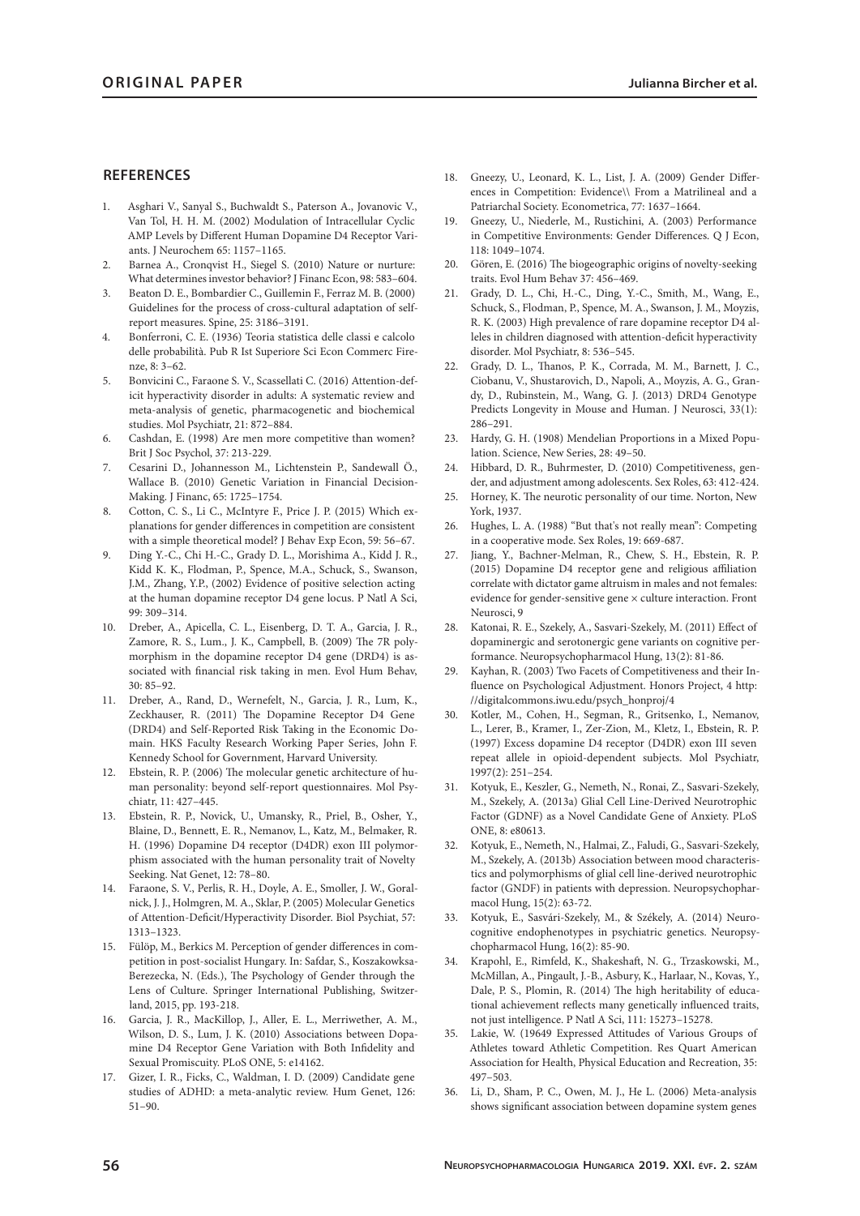## REFERENCES

1. Asghari V., Sanyal S., Buchwaldt S., Paterson A., Jovanovic V., Van Tol, H. H. M. (2002) Modulation of Intracellular Cyclic AMP Levels by Different Human Dopamine D4 Receptor Variants. J Neurochem 65: 1157–1165.
2. Barnea A., Cronqvist H., Siegel S. (2010) Nature or nurture: What determines investor behavior? J Financ Econ, 98: 583–604.
3. Beaton D. E., Bombardier C., Guillemin F., Ferraz M. B. (2000) Guidelines for the process of cross-cultural adaptation of self-report measures. Spine, 25: 3186–3191.
4. Bonferroni, C. E. (1936) Teoria statistica delle classi e calcolo delle probabilità. Pub R Ist Superiore Sci Econ Commerc Firenze, 8: 3–62.
5. Bonvicini C., Faraone S. V., Scassellati C. (2016) Attention-deficit hyperactivity disorder in adults: A systematic review and meta-analysis of genetic, pharmacogenetic and biochemical studies. Mol Psychiatr, 21: 872–884.
6. Cashdan, E. (1998) Are men more competitive than women? Brit J Soc Psychol, 37: 213-229.
7. Cesarini D., Johannesson M., Lichtenstein P., Sandewall Ö., Wallace B. (2010) Genetic Variation in Financial Decision-Making. J Financ, 65: 1725–1754.
8. Cotton, C. S., Li C., McIntyre F., Price J. P. (2015) Which explanations for gender differences in competition are consistent with a simple theoretical model? J Behav Exp Econ, 59: 56–67.
9. Ding Y.-C., Chi H.-C., Grady D. L., Morishima A., Kidd J. R., Kidd K. K., Flodman, P., Spence, M.A., Schuck, S., Swanson, J.M., Zhang, Y.P., (2002) Evidence of positive selection acting at the human dopamine receptor D4 gene locus. P Natl A Sci, 99: 309–314.
10. Dreber, A., Apicella, C. L., Eisenberg, D. T. A., Garcia, J. R., Zamore, R. S., Lum., J. K., Campbell, B. (2009) The 7R polymorphism in the dopamine receptor D4 gene (DRD4) is associated with financial risk taking in men. Evol Hum Behav, 30: 85–92.
11. Dreber, A., Rand, D., Wernefelt, N., Garcia, J. R., Lum, K., Zeckhauser, R. (2011) The Dopamine Receptor D4 Gene (DRD4) and Self-Reported Risk Taking in the Economic Domain. HKS Faculty Research Working Paper Series, John F. Kennedy School for Government, Harvard University.
12. Ebstein, R. P. (2006) The molecular genetic architecture of human personality: beyond self-report questionnaires. Mol Psychiatr, 11: 427–445.
13. Ebstein, R. P., Novick, U., Umansky, R., Priel, B., Osher, Y., Blaine, D., Bennett, E. R., Nemanov, L., Katz, M., Belmaker, R. H. (1996) Dopamine D4 receptor (D4DR) exon III polymorphism associated with the human personality trait of Novelty Seeking. Nat Genet, 12: 78–80.
14. Faraone, S. V., Perlis, R. H., Doyle, A. E., Smoller, J. W., Goralnick, J. J., Holmgren, M. A., Sklar, P. (2005) Molecular Genetics of Attention-Deficit/Hyperactivity Disorder. Biol Psychiat, 57: 1313–1323.
15. Fülöp, M., Berkics M. Perception of gender differences in competition in post-socialist Hungary. In: Safdar, S., Koszakowksa-Berezecka, N. (Eds.), The Psychology of Gender through the Lens of Culture. Springer International Publishing, Switzerland, 2015, pp. 193-218.
16. Garcia, J. R., MacKillop, J., Aller, E. L., Merriwether, A. M., Wilson, D. S., Lum, J. K. (2010) Associations between Dopamine D4 Receptor Gene Variation with Both Infidelity and Sexual Promiscuity. PLoS ONE, 5: e14162.
17. Gizer, I. R., Ficks, C., Waldman, I. D. (2009) Candidate gene studies of ADHD: a meta-analytic review. Hum Genet, 126: 51–90.
18. Gneezy, U., Leonard, K. L., List, J. A. (2009) Gender Differences in Competition: Evidence\\ From a Matrilineal and a Patriarchal Society. Econometrica, 77: 1637–1664.
19. Gneezy, U., Niederle, M., Rustichini, A. (2003) Performance in Competitive Environments: Gender Differences. Q J Econ, 118: 1049–1074.
20. Gören, E. (2016) The biogeographic origins of novelty-seeking traits. Evol Hum Behav 37: 456–469.
21. Grady, D. L., Chi, H.-C., Ding, Y.-C., Smith, M., Wang, E., Schuck, S., Flodman, P., Spence, M. A., Swanson, J. M., Moyzis, R. K. (2003) High prevalence of rare dopamine receptor D4 alleles in children diagnosed with attention-deficit hyperactivity disorder. Mol Psychiatr, 8: 536–545.
22. Grady, D. L., Thanos, P. K., Corrada, M. M., Barnett, J. C., Ciobanu, V., Shustarovich, D., Napoli, A., Moyzis, A. G., Grandy, D., Rubinstein, M., Wang, G. J. (2013) DRD4 Genotype Predicts Longevity in Mouse and Human. J Neurosci, 33(1): 286–291.
23. Hardy, G. H. (1908) Mendelian Proportions in a Mixed Population. Science, New Series, 28: 49–50.
24. Hibbard, D. R., Buhrmester, D. (2010) Competitiveness, gender, and adjustment among adolescents. Sex Roles, 63: 412-424.
25. Horney, K. The neurotic personality of our time. Norton, New York, 1937.
26. Hughes, L. A. (1988) "But that's not really mean": Competing in a cooperative mode. Sex Roles, 19: 669-687.
27. Jiang, Y., Bachner-Melman, R., Chew, S. H., Ebstein, R. P. (2015) Dopamine D4 receptor gene and religious affiliation correlate with dictator game altruism in males and not females: evidence for gender-sensitive gene × culture interaction. Front Neurosci, 9
28. Katonai, R. E., Szekely, A., Sasvari-Szekely, M. (2011) Effect of dopaminergic and serotonergic gene variants on cognitive performance. Neuropsychopharmacol Hung, 13(2): 81-86.
29. Kayhan, R. (2003) Two Facets of Competitiveness and their Influence on Psychological Adjustment. Honors Project, 4 http://digitalcommons.iwu.edu/psych_honproj/4
30. Kotler, M., Cohen, H., Segman, R., Gritsenko, I., Nemanov, L., Lerer, B., Kramer, I., Zer-Zion, M., Kletz, I., Ebstein, R. P. (1997) Excess dopamine D4 receptor (D4DR) exon III seven repeat allele in opioid-dependent subjects. Mol Psychiatr, 1997(2): 251–254.
31. Kotyuk, E., Keszler, G., Nemeth, N., Ronai, Z., Sasvari-Szekely, M., Szekely, A. (2013a) Glial Cell Line-Derived Neurotrophic Factor (GDNF) as a Novel Candidate Gene of Anxiety. PLoS ONE, 8: e80613.
32. Kotyuk, E., Nemeth, N., Halmai, Z., Faludi, G., Sasvari-Szekely, M., Szekely, A. (2013b) Association between mood characteristics and polymorphisms of glial cell line-derived neurotrophic factor (GNDF) in patients with depression. Neuropsychopharmacol Hung, 15(2): 63-72.
33. Kotyuk, E., Sasvári-Szekely, M., & Székely, A. (2014) Neurocognitive endophenotypes in psychiatric genetics. Neuropsychopharmacol Hung, 16(2): 85-90.
34. Krapohl, E., Rimfeld, K., Shakeshaft, N. G., Trzaskowski, M., McMillan, A., Pingault, J.-B., Asbury, K., Harlaar, N., Kovas, Y., Dale, P. S., Plomin, R. (2014) The high heritability of educational achievement reflects many genetically influenced traits, not just intelligence. P Natl A Sci, 111: 15273–15278.
35. Lakie, W. (19649 Expressed Attitudes of Various Groups of Athletes toward Athletic Competition. Res Quart American Association for Health, Physical Education and Recreation, 35: 497–503.
36. Li, D., Sham, P. C., Owen, M. J., He L. (2006) Meta-analysis shows significant association between dopamine system genes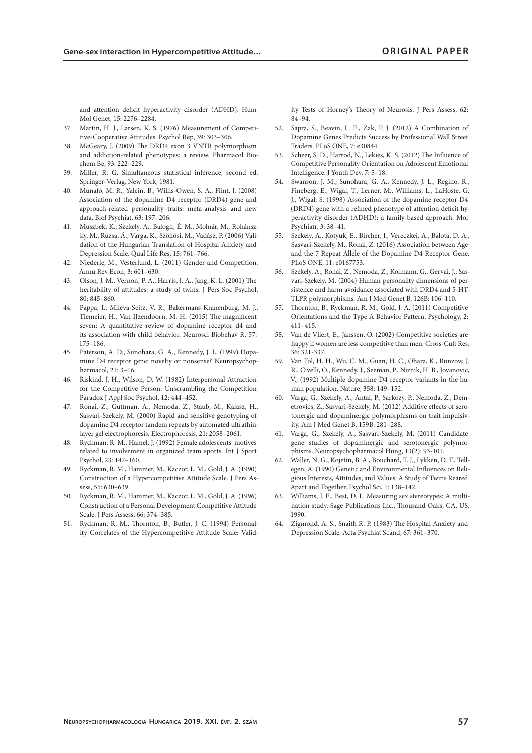and attention deficit hyperactivity disorder (ADHD). Hum Mol Genet, 15: 2276–2284.

37. Martin, H. J., Larsen, K. S. (1976) Measurement of Competitive-Cooperative Attitudes. Psychol Rep, 39: 303–306.
38. McGeary, J. (2009) The DRD4 exon 3 VNTR polymorphism and addiction-related phenotypes: a review. Pharmacol Biochem Be, 93: 222–229.
39. Miller, R. G. Simultaneous statistical inference, second ed. Springer-Verlag, New York, 1981.
40. Munafò, M. R., Yalcin, B., Willis-Owen, S. A., Flint, J. (2008) Association of the dopamine D4 receptor (DRD4) gene and approach-related personality traits: meta-analysis and new data. Biol Psychiat, 63: 197–206.
41. Muszbek, K., Szekely, A., Balogh, É. M., Molnár, M., Rohánszky, M., Ruzsa, Á., Varga, K., Szöllösi, M., Vadász, P. (2006) Validation of the Hungarian Translation of Hospital Anxiety and Depression Scale. Qual Life Res, 15: 761–766.
42. Niederle, M., Vesterlund, L. (2011) Gender and Competition. Annu Rev Econ, 3: 601–630.
43. Olson, J. M., Vernon, P. A., Harris, J. A., Jang, K. L. (2001) The heritability of attitudes: a study of twins. J Pers Soc Psychol, 80: 845–860.
44. Pappa, I., Mileva-Seitz, V. R., Bakermans-Kranenburg, M. J., Tiemeier, H., Van IJzendoorn, M. H. (2015) The magnificent seven: A quantitative review of dopamine receptor d4 and its association with child behavior. Neurosci Biobehav R, 57: 175–186.
45. Paterson, A. D., Sunohara, G. A., Kennedy, J. L. (1999) Dopamine D4 receptor gene: novelty or nonsense? Neuropsychopharmacol, 21: 3–16.
46. Riskind, J. H., Wilson, D. W. (1982) Interpersonal Attraction for the Competitive Person: Unscrambling the Competition Paradox J Appl Soc Psychol, 12: 444–452.
47. Ronai, Z., Guttman, A., Nemoda, Z., Staub, M., Kalasz, H., Sasvari-Szekely, M. (2000) Rapid and sensitive genotyping of dopamine D4 receptor tandem repeats by automated ultrathin-layer gel electrophoresis. Electrophoresis, 21: 2058–2061.
48. Ryckman, R. M., Hamel, J. (1992) Female adolescents' motives related to involvement in organized team sports. Int J Sport Psychol, 23: 147–160.
49. Ryckman, R. M., Hammer, M., Kaczor, L. M., Gold, J. A. (1990) Construction of a Hypercompetitive Attitude Scale. J Pers Assess, 55: 630–639.
50. Ryckman, R. M., Hammer, M., Kaczor, L. M., Gold, J. A. (1996) Construction of a Personal Development Competitive Attitude Scale. J Pers Assess, 66: 374–385.
51. Ryckman, R. M., Thornton, B., Butler, J. C. (1994) Personality Correlates of the Hypercompetitive Attitude Scale: Validity Tests of Horney's Theory of Neurosis. J Pers Assess, 62: 84–94.
52. Sapra, S., Beavin, L. E., Zak, P. J. (2012) A Combination of Dopamine Genes Predicts Success by Professional Wall Street Traders. PLoS ONE, 7: e30844.
53. Scheer, S. D., Harrod, N., Lekies, K. S. (2012) The Influence of Competitive Personality Orientation on Adolescent Emotional Intelligence. J Youth Dev, 7: 5–18.
54. Swanson, J. M., Sunohara, G. A., Kennedy, J. L., Regino, R., Fineberg, E., Wigal, T., Lerner, M., Williams, L., LaHoste, G. J., Wigal, S. (1998) Association of the dopamine receptor D4 (DRD4) gene with a refined phenotype of attention deficit hyperactivity disorder (ADHD): a family-based approach. Mol Psychiatr, 3: 38–41.
55. Szekely, A., Kotyuk, E., Bircher, J., Vereczkei, A., Balota, D. A., Sasvari-Szekely, M., Ronai, Z. (2016) Association between Age and the 7 Repeat Allele of the Dopamine D4 Receptor Gene. PLoS ONE, 11: e0167753.
56. Szekely, A., Ronai, Z., Nemoda, Z., Kolmann, G., Gervai, J., Sasvari-Szekely, M. (2004) Human personality dimensions of persistence and harm avoidance associated with DRD4 and 5-HTTLPR polymorphisms. Am J Med Genet B, 126B: 106–110.
57. Thornton, B., Ryckman, R. M., Gold, J. A. (2011) Competitive Orientations and the Type A Behavior Pattern. Psychology, 2: 411–415.
58. Van de Vliert, E., Janssen, O. (2002) Competitive societies are happy if women are less competitive than men. Cross-Cult Res, 36: 321-337.
59. Van Tol, H. H., Wu, C. M., Guan, H. C., Ohara, K., Bunzow, J. R., Civelli, O., Kennedy, J., Seeman, P., Niznik, H. B., Jovanovic, V., (1992) Multiple dopamine D4 receptor variants in the human population. Nature, 358: 149–152.
60. Varga, G., Szekely, A., Antal, P., Sarkozy, P., Nemoda, Z., Demetrovics, Z., Sasvari-Szekely, M. (2012) Additive effects of serotonergic and dopaminergic polymorphisms on trait impulsivity. Am J Med Genet B, 159B: 281–288.
61. Varga, G., Szekely, A., Sasvari-Szekely, M. (2011) Candidate gene studies of dopaminergic and serotonergic polymorphisms. Neuropsychopharmacol Hung, 13(2): 93-101.
62. Waller, N. G., Kojetin, B. A., Bouchard, T. J., Lykken, D. T., Tellegen, A. (1990) Genetic and Environmental Influences on Religious Interests, Attitudes, and Values: A Study of Twins Reared Apart and Together. Psychol Sci, 1: 138–142.
63. Williams, J. E., Best, D. L. Measuring sex stereotypes: A multination study. Sage Publications Inc., Thousand Oaks, CA, US, 1990.
64. Zigmond, A. S., Snaith R. P. (1983) The Hospital Anxiety and Depression Scale. Acta Psychiat Scand, 67: 361–370.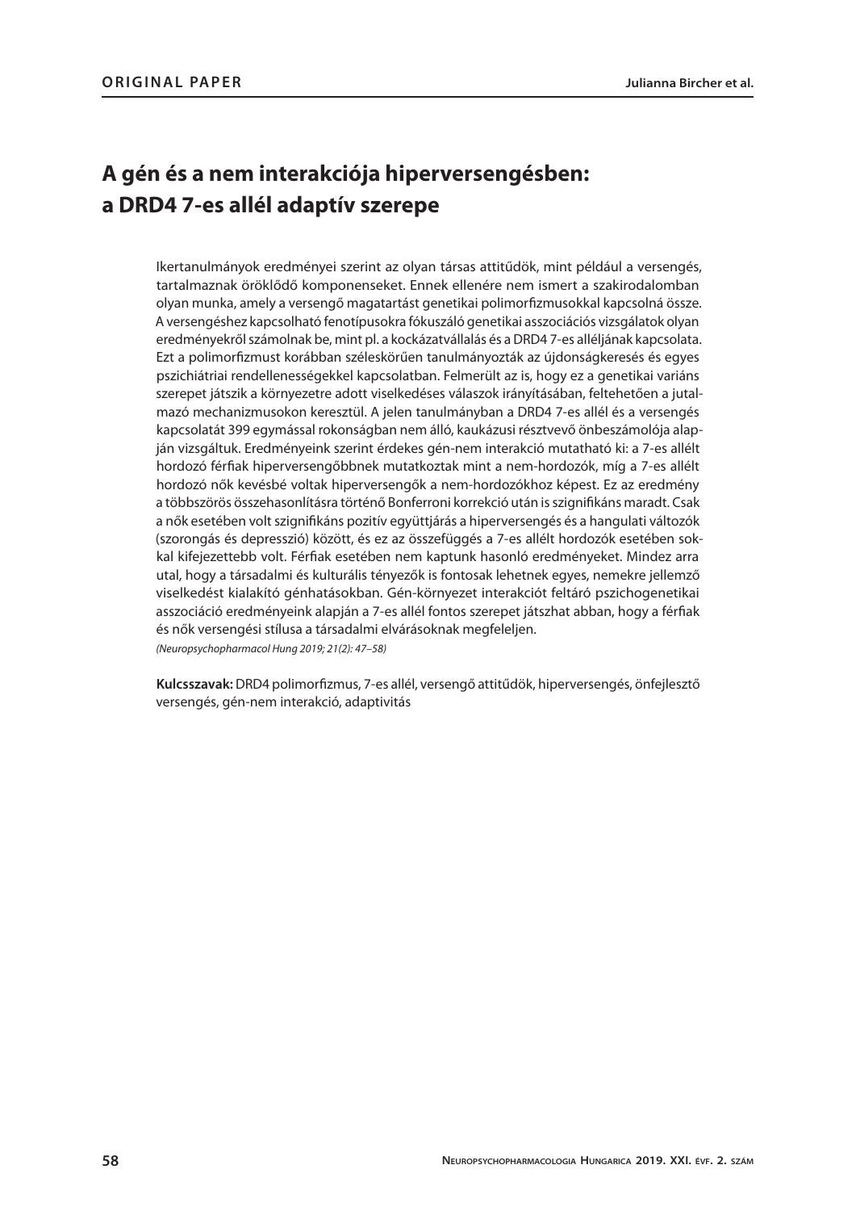# A gén és a nem interakciója hiperversengésben: a DRD4 7-es allél adaptív szerepe

Ikertanulmányok eredményei szerint az olyan társas attitűdök, mint például a versengés, tartalmaznak öröklődő komponenseket. Ennek ellenére nem ismert a szakirodalomban olyan munka, amely a versengő magatartást genetikai polimorfizmusokkal kapcsolná össze. A versengéshez kapcsolható fenotípusokra fókuszáló genetikai asszociációs vizsgálatok olyan eredményekről számolnak be, mint pl. a kockázatvállalás és a DRD4 7-es alléljának kapcsolata. Ezt a polimorfizmust korábban széleskörűen tanulmányozták az újdonságkeresés és egyes pszichiátriai rendellenességekkel kapcsolatban. Felmerült az is, hogy ez a genetikai variáns szerepet játszik a környezetre adott viselkedéses válaszok irányításában, feltehetően a jutalmazó mechanizmusokon keresztül. A jelen tanulmányban a DRD4 7-es allél és a versengés kapcsolatát 399 egymással rokonságban nem álló, kaukázusi résztvevő önbeszámolója alapján vizsgáltuk. Eredményeink szerint érdekes gén-nem interakció mutatható ki: a 7-es allélt hordozó férfiak hiperversengőbbnek mutatkoztak mint a nem-hordozók, míg a 7-es allélt hordozó nők kevésbé voltak hiperversengők a nem-hordozókhoz képest. Ez az eredmény a többszörös összehasonlításra történő Bonferroni korrekció után is szignifikáns maradt. Csak a nők esetében volt szignifikáns pozitív együttjárás a hiperversengés és a hangulati változók (szorongás és depresszió) között, és ez az összefüggés a 7-es allélt hordozók esetében sokkal kifejezettebb volt. Férfiak esetében nem kaptunk hasonló eredményeket. Mindez arra utal, hogy a társadalmi és kulturális tényezők is fontosak lehetnek egyes, nemekre jellemző viselkedést kialakító génhatásokban. Gén-környezet interakciót feltáró pszichogenetikai asszociáció eredményeink alapján a 7-es allél fontos szerepet játszhat abban, hogy a férfiak és nők versengési stílusa a társadalmi elvárásoknak megfeleljen.

*(Neuropsychopharmacol Hung 2019; 21(2): 47–58)*

**Kulcsszavak:** DRD4 polimorfizmus, 7-es allél, versengő attitűdök, hiperversengés, önfejlesztő versengés, gén-nem interakció, adaptivitás